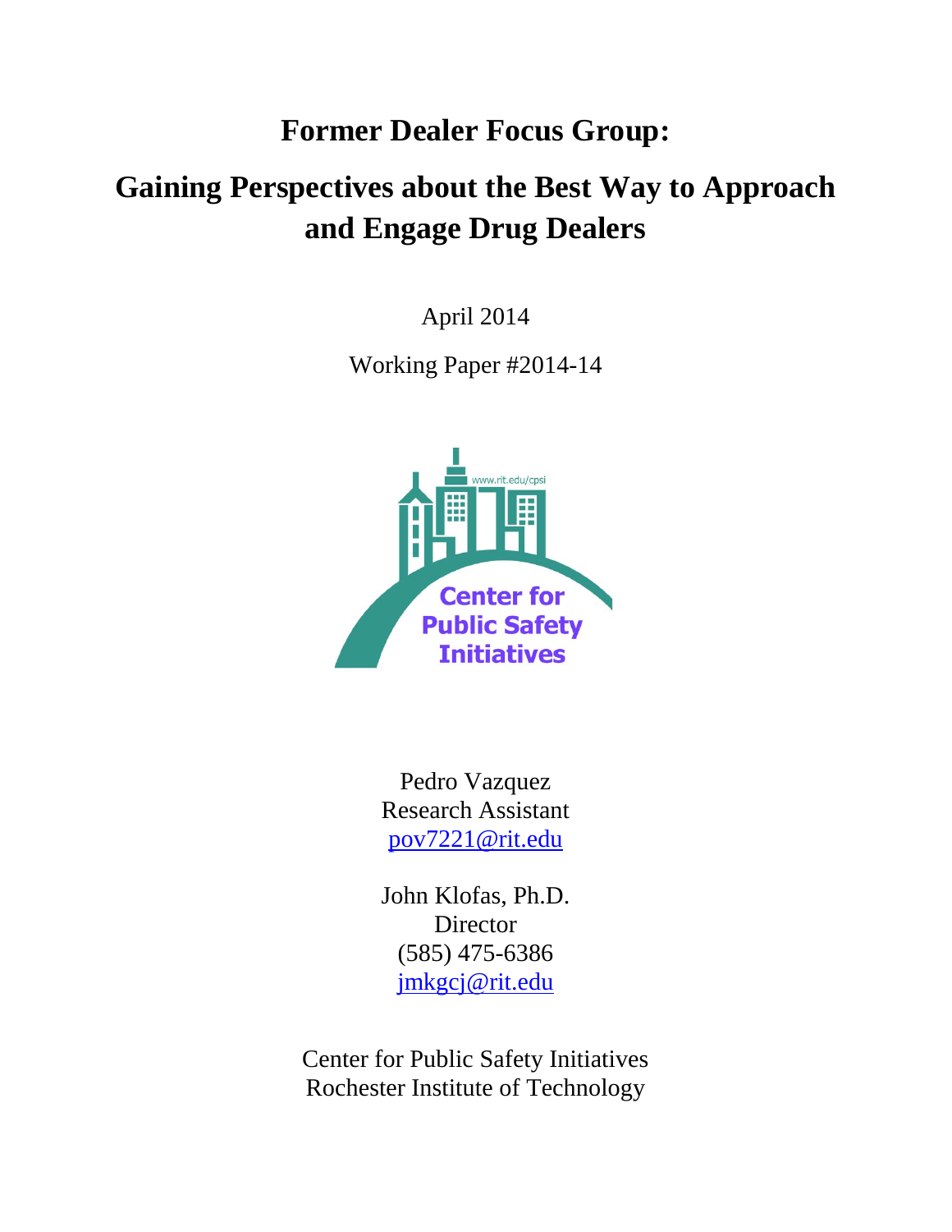# Former Dealer Focus Group:

## Gaining Perspectives about the Best Way to Approach and Engage Drug Dealers

April 2014

Working Paper #2014-14

www.rit.edu/cpsi

Center for Public Safety Initiatives

Pedro Vazquez
Research Assistant
pov7221@rit.edu

John Klofas, Ph.D.
Director
(585) 475-6386
jmkgcj@rit.edu

Center for Public Safety Initiatives
Rochester Institute of Technology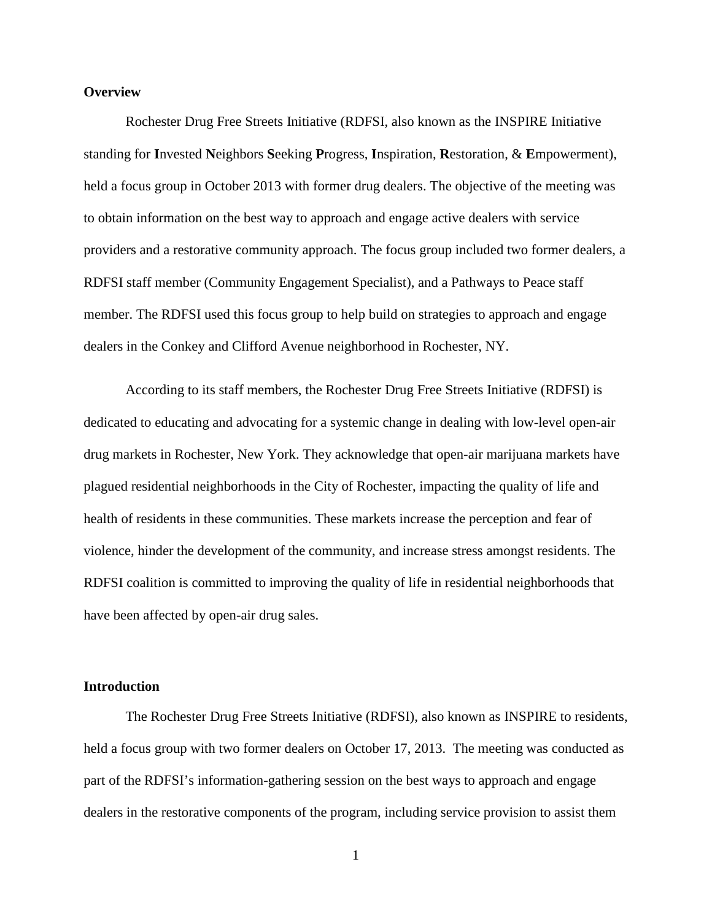**Overview**

Rochester Drug Free Streets Initiative (RDFSI, also known as the INSPIRE Initiative standing for **I**nvested **N**eighbors **S**eeking **P**rogress, **I**nspiration, **R**estoration, & **E**mpowerment), held a focus group in October 2013 with former drug dealers. The objective of the meeting was to obtain information on the best way to approach and engage active dealers with service providers and a restorative community approach. The focus group included two former dealers, a RDFSI staff member (Community Engagement Specialist), and a Pathways to Peace staff member. The RDFSI used this focus group to help build on strategies to approach and engage dealers in the Conkey and Clifford Avenue neighborhood in Rochester, NY.

According to its staff members, the Rochester Drug Free Streets Initiative (RDFSI) is dedicated to educating and advocating for a systemic change in dealing with low-level open-air drug markets in Rochester, New York. They acknowledge that open-air marijuana markets have plagued residential neighborhoods in the City of Rochester, impacting the quality of life and health of residents in these communities. These markets increase the perception and fear of violence, hinder the development of the community, and increase stress amongst residents. The RDFSI coalition is committed to improving the quality of life in residential neighborhoods that have been affected by open-air drug sales.

**Introduction**

The Rochester Drug Free Streets Initiative (RDFSI), also known as INSPIRE to residents, held a focus group with two former dealers on October 17, 2013. The meeting was conducted as part of the RDFSI's information-gathering session on the best ways to approach and engage dealers in the restorative components of the program, including service provision to assist them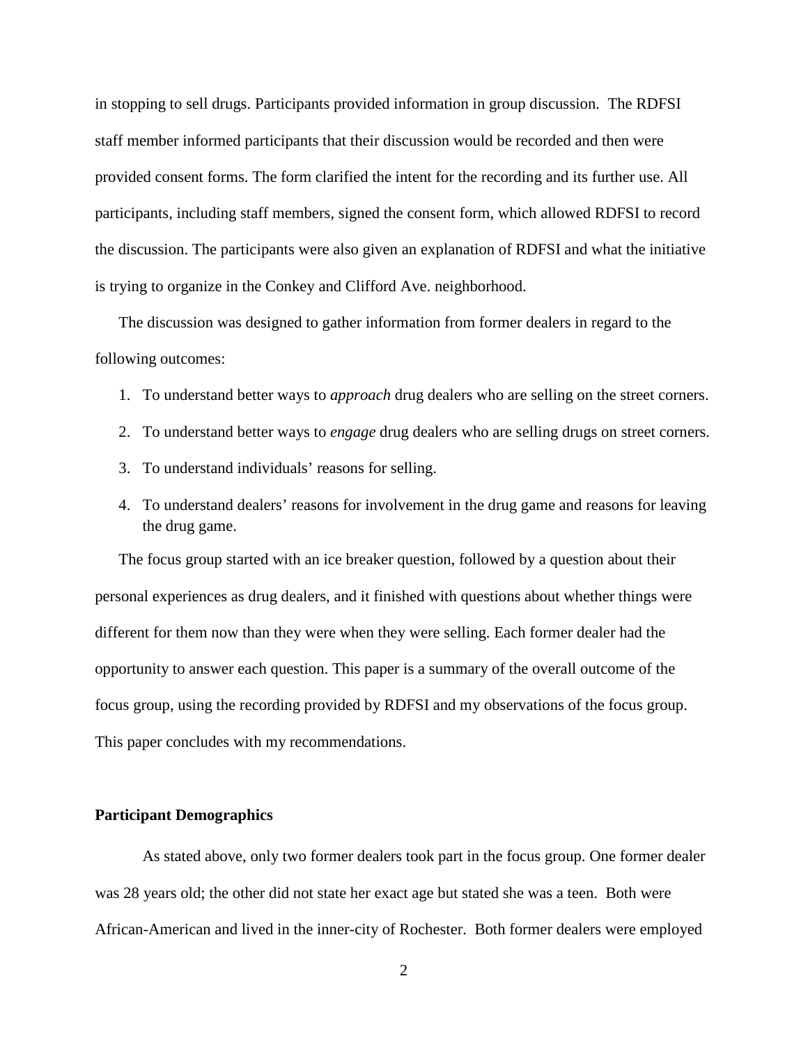in stopping to sell drugs. Participants provided information in group discussion. The RDFSI staff member informed participants that their discussion would be recorded and then were provided consent forms. The form clarified the intent for the recording and its further use. All participants, including staff members, signed the consent form, which allowed RDFSI to record the discussion. The participants were also given an explanation of RDFSI and what the initiative is trying to organize in the Conkey and Clifford Ave. neighborhood.

The discussion was designed to gather information from former dealers in regard to the following outcomes:

1. To understand better ways to *approach* drug dealers who are selling on the street corners.
2. To understand better ways to *engage* drug dealers who are selling drugs on street corners.
3. To understand individuals' reasons for selling.
4. To understand dealers' reasons for involvement in the drug game and reasons for leaving the drug game.

The focus group started with an ice breaker question, followed by a question about their personal experiences as drug dealers, and it finished with questions about whether things were different for them now than they were when they were selling. Each former dealer had the opportunity to answer each question. This paper is a summary of the overall outcome of the focus group, using the recording provided by RDFSI and my observations of the focus group. This paper concludes with my recommendations.

**Participant Demographics**

As stated above, only two former dealers took part in the focus group. One former dealer was 28 years old; the other did not state her exact age but stated she was a teen. Both were African-American and lived in the inner-city of Rochester. Both former dealers were employed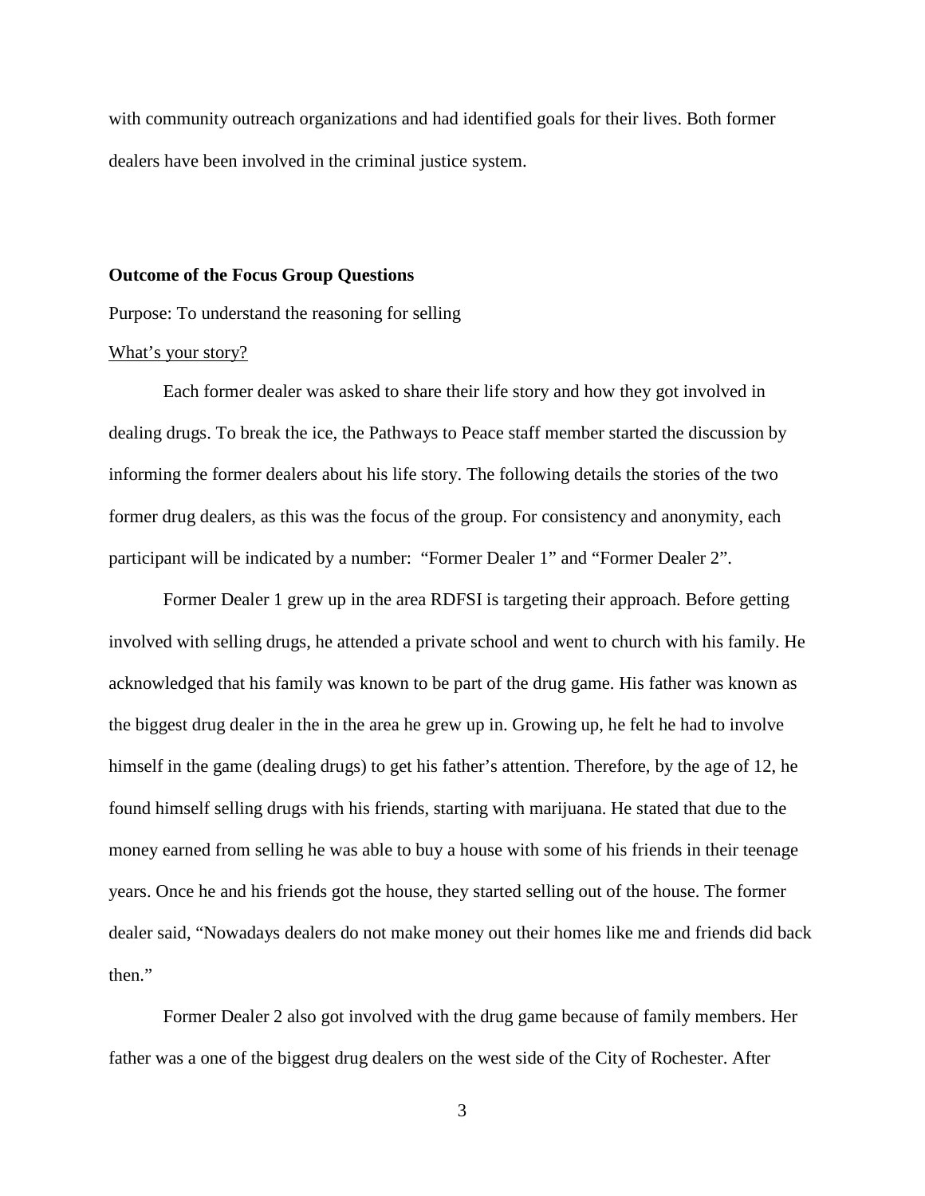with community outreach organizations and had identified goals for their lives. Both former dealers have been involved in the criminal justice system.

**Outcome of the Focus Group Questions**

Purpose: To understand the reasoning for selling

<u>What's your story?</u>

Each former dealer was asked to share their life story and how they got involved in dealing drugs. To break the ice, the Pathways to Peace staff member started the discussion by informing the former dealers about his life story. The following details the stories of the two former drug dealers, as this was the focus of the group. For consistency and anonymity, each participant will be indicated by a number: "Former Dealer 1" and "Former Dealer 2".

Former Dealer 1 grew up in the area RDFSI is targeting their approach. Before getting involved with selling drugs, he attended a private school and went to church with his family. He acknowledged that his family was known to be part of the drug game. His father was known as the biggest drug dealer in the in the area he grew up in. Growing up, he felt he had to involve himself in the game (dealing drugs) to get his father's attention. Therefore, by the age of 12, he found himself selling drugs with his friends, starting with marijuana. He stated that due to the money earned from selling he was able to buy a house with some of his friends in their teenage years. Once he and his friends got the house, they started selling out of the house. The former dealer said, "Nowadays dealers do not make money out their homes like me and friends did back then."

Former Dealer 2 also got involved with the drug game because of family members. Her father was a one of the biggest drug dealers on the west side of the City of Rochester. After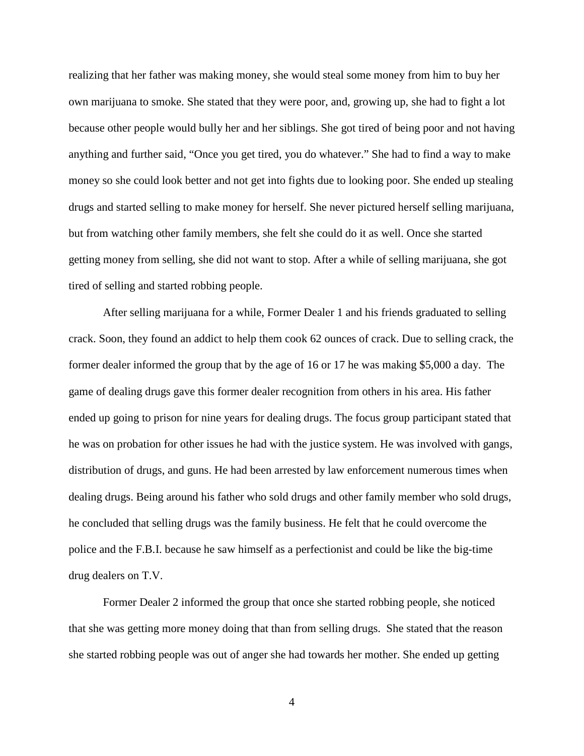realizing that her father was making money, she would steal some money from him to buy her own marijuana to smoke. She stated that they were poor, and, growing up, she had to fight a lot because other people would bully her and her siblings. She got tired of being poor and not having anything and further said, "Once you get tired, you do whatever." She had to find a way to make money so she could look better and not get into fights due to looking poor. She ended up stealing drugs and started selling to make money for herself. She never pictured herself selling marijuana, but from watching other family members, she felt she could do it as well. Once she started getting money from selling, she did not want to stop. After a while of selling marijuana, she got tired of selling and started robbing people.

After selling marijuana for a while, Former Dealer 1 and his friends graduated to selling crack. Soon, they found an addict to help them cook 62 ounces of crack. Due to selling crack, the former dealer informed the group that by the age of 16 or 17 he was making $5,000 a day. The game of dealing drugs gave this former dealer recognition from others in his area. His father ended up going to prison for nine years for dealing drugs. The focus group participant stated that he was on probation for other issues he had with the justice system. He was involved with gangs, distribution of drugs, and guns. He had been arrested by law enforcement numerous times when dealing drugs. Being around his father who sold drugs and other family member who sold drugs, he concluded that selling drugs was the family business. He felt that he could overcome the police and the F.B.I. because he saw himself as a perfectionist and could be like the big-time drug dealers on T.V.

Former Dealer 2 informed the group that once she started robbing people, she noticed that she was getting more money doing that than from selling drugs. She stated that the reason she started robbing people was out of anger she had towards her mother. She ended up getting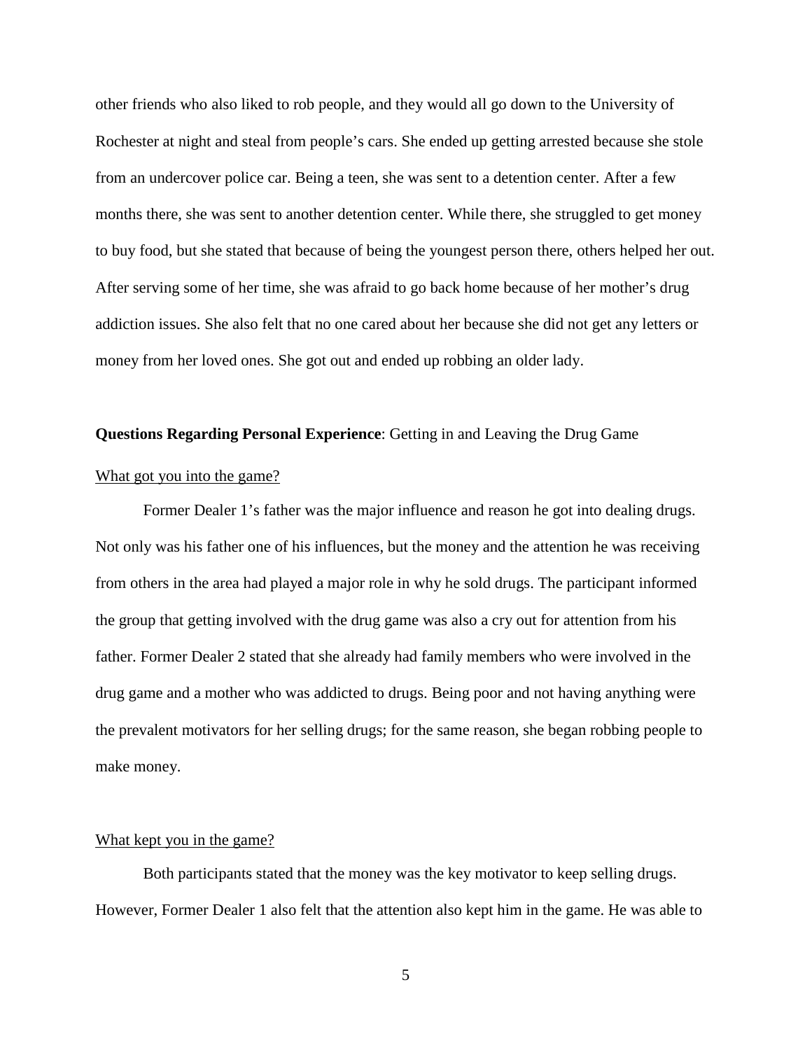other friends who also liked to rob people, and they would all go down to the University of Rochester at night and steal from people's cars. She ended up getting arrested because she stole from an undercover police car. Being a teen, she was sent to a detention center. After a few months there, she was sent to another detention center. While there, she struggled to get money to buy food, but she stated that because of being the youngest person there, others helped her out. After serving some of her time, she was afraid to go back home because of her mother's drug addiction issues. She also felt that no one cared about her because she did not get any letters or money from her loved ones. She got out and ended up robbing an older lady.

**Questions Regarding Personal Experience**: Getting in and Leaving the Drug Game

<u>What got you into the game?</u>

Former Dealer 1's father was the major influence and reason he got into dealing drugs. Not only was his father one of his influences, but the money and the attention he was receiving from others in the area had played a major role in why he sold drugs. The participant informed the group that getting involved with the drug game was also a cry out for attention from his father. Former Dealer 2 stated that she already had family members who were involved in the drug game and a mother who was addicted to drugs. Being poor and not having anything were the prevalent motivators for her selling drugs; for the same reason, she began robbing people to make money.

<u>What kept you in the game?</u>

Both participants stated that the money was the key motivator to keep selling drugs. However, Former Dealer 1 also felt that the attention also kept him in the game. He was able to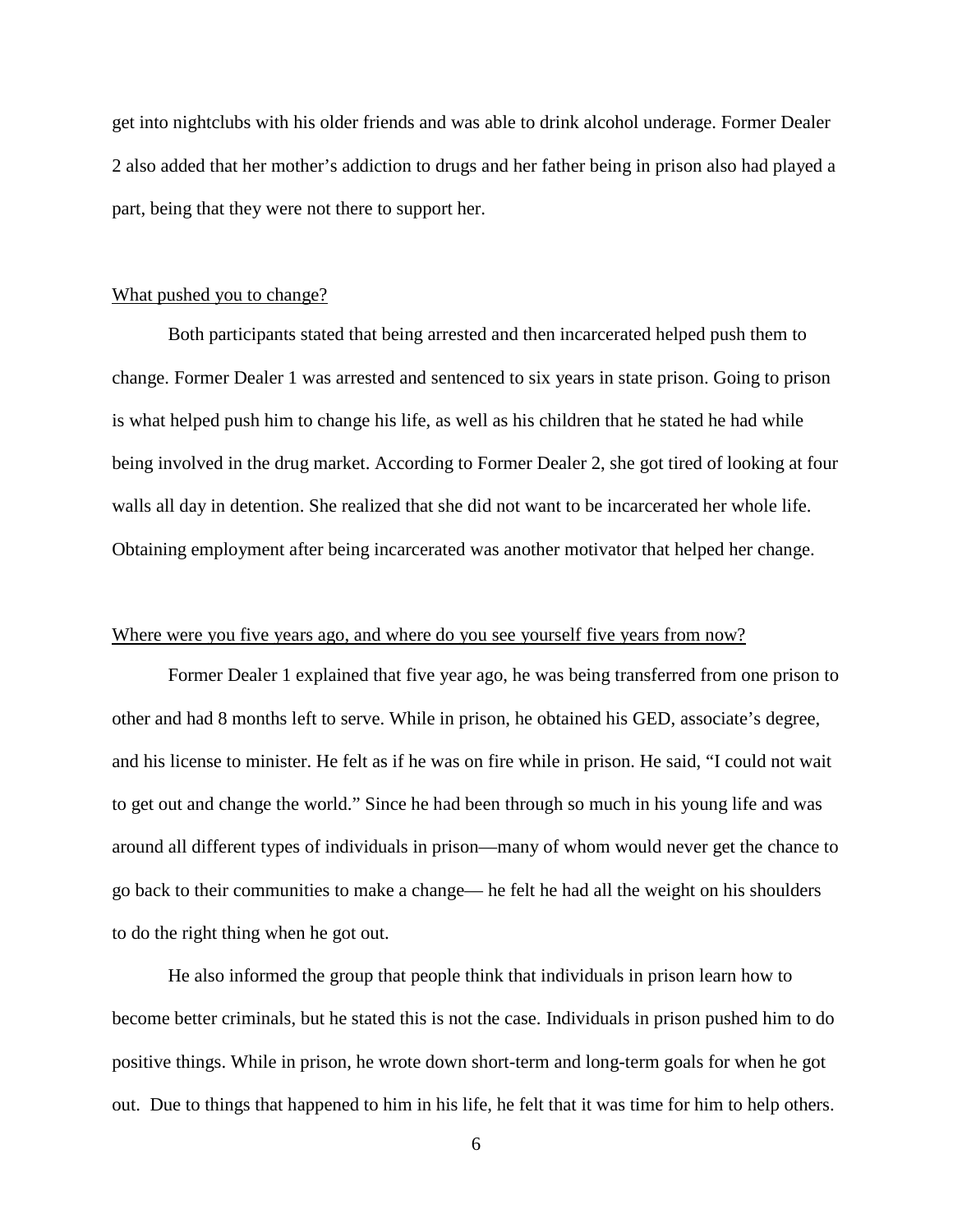get into nightclubs with his older friends and was able to drink alcohol underage. Former Dealer 2 also added that her mother's addiction to drugs and her father being in prison also had played a part, being that they were not there to support her.

<u>What pushed you to change?</u>

Both participants stated that being arrested and then incarcerated helped push them to change. Former Dealer 1 was arrested and sentenced to six years in state prison. Going to prison is what helped push him to change his life, as well as his children that he stated he had while being involved in the drug market. According to Former Dealer 2, she got tired of looking at four walls all day in detention. She realized that she did not want to be incarcerated her whole life. Obtaining employment after being incarcerated was another motivator that helped her change.

<u>Where were you five years ago, and where do you see yourself five years from now?</u>

Former Dealer 1 explained that five year ago, he was being transferred from one prison to other and had 8 months left to serve. While in prison, he obtained his GED, associate's degree, and his license to minister. He felt as if he was on fire while in prison. He said, "I could not wait to get out and change the world." Since he had been through so much in his young life and was around all different types of individuals in prison—many of whom would never get the chance to go back to their communities to make a change— he felt he had all the weight on his shoulders to do the right thing when he got out.

He also informed the group that people think that individuals in prison learn how to become better criminals, but he stated this is not the case. Individuals in prison pushed him to do positive things. While in prison, he wrote down short-term and long-term goals for when he got out. Due to things that happened to him in his life, he felt that it was time for him to help others.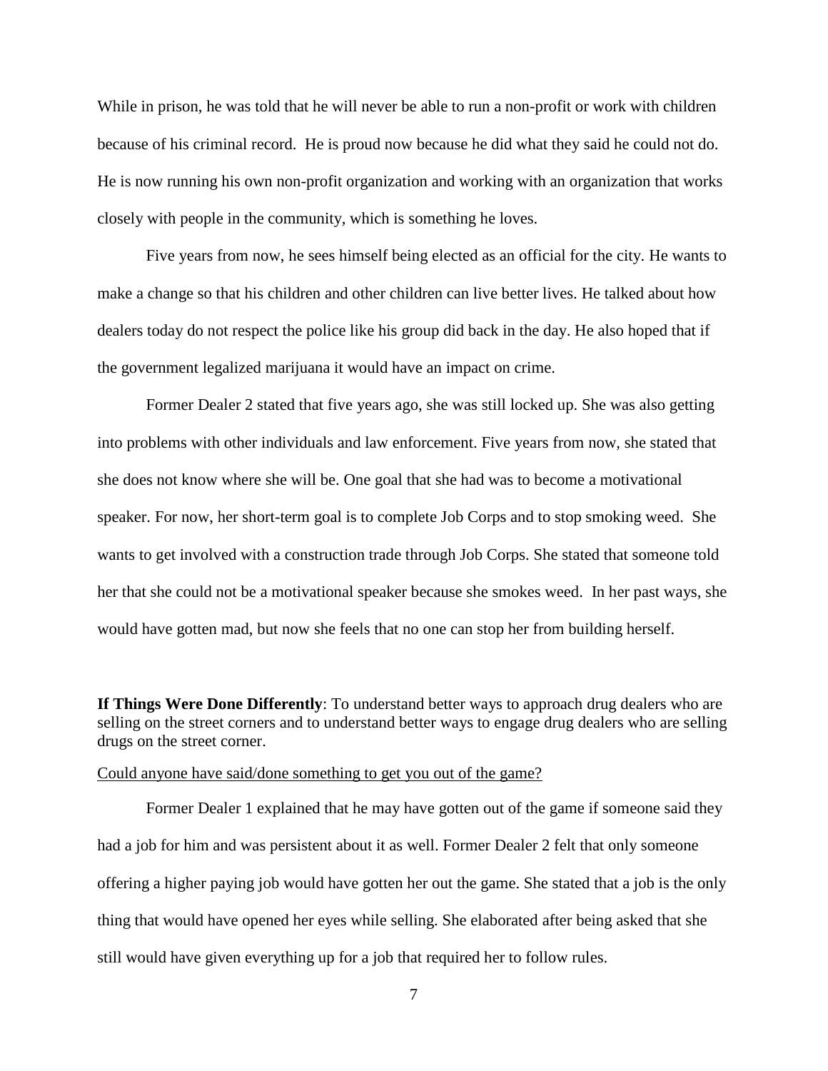While in prison, he was told that he will never be able to run a non-profit or work with children because of his criminal record. He is proud now because he did what they said he could not do. He is now running his own non-profit organization and working with an organization that works closely with people in the community, which is something he loves.

Five years from now, he sees himself being elected as an official for the city. He wants to make a change so that his children and other children can live better lives. He talked about how dealers today do not respect the police like his group did back in the day. He also hoped that if the government legalized marijuana it would have an impact on crime.

Former Dealer 2 stated that five years ago, she was still locked up. She was also getting into problems with other individuals and law enforcement. Five years from now, she stated that she does not know where she will be. One goal that she had was to become a motivational speaker. For now, her short-term goal is to complete Job Corps and to stop smoking weed. She wants to get involved with a construction trade through Job Corps. She stated that someone told her that she could not be a motivational speaker because she smokes weed. In her past ways, she would have gotten mad, but now she feels that no one can stop her from building herself.

**If Things Were Done Differently**: To understand better ways to approach drug dealers who are selling on the street corners and to understand better ways to engage drug dealers who are selling drugs on the street corner.

<u>Could anyone have said/done something to get you out of the game?</u>

Former Dealer 1 explained that he may have gotten out of the game if someone said they had a job for him and was persistent about it as well. Former Dealer 2 felt that only someone offering a higher paying job would have gotten her out the game. She stated that a job is the only thing that would have opened her eyes while selling. She elaborated after being asked that she still would have given everything up for a job that required her to follow rules.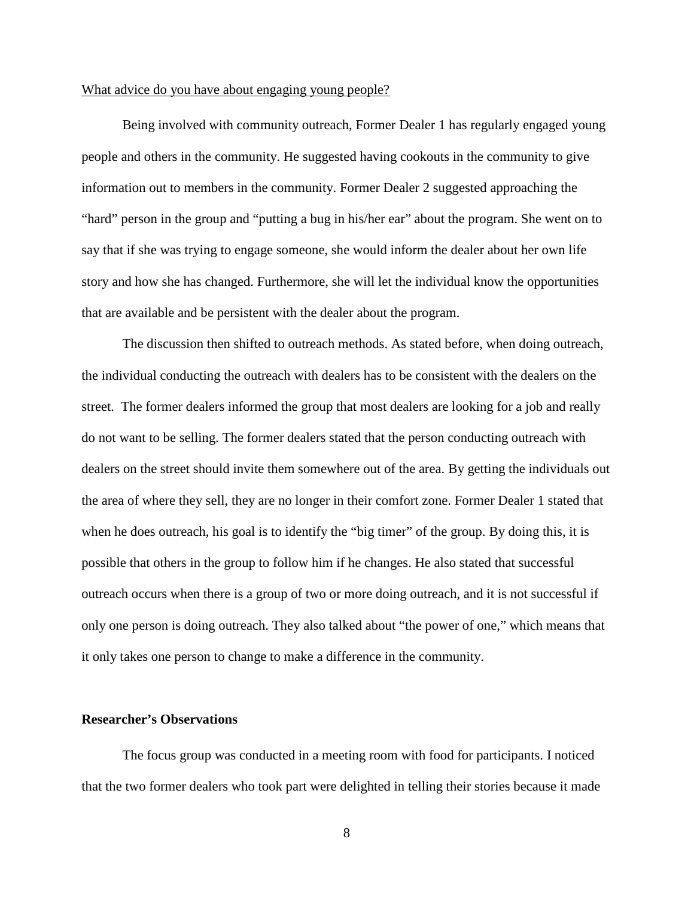<u>What advice do you have about engaging young people?</u>

Being involved with community outreach, Former Dealer 1 has regularly engaged young people and others in the community. He suggested having cookouts in the community to give information out to members in the community. Former Dealer 2 suggested approaching the "hard" person in the group and "putting a bug in his/her ear" about the program. She went on to say that if she was trying to engage someone, she would inform the dealer about her own life story and how she has changed. Furthermore, she will let the individual know the opportunities that are available and be persistent with the dealer about the program.

The discussion then shifted to outreach methods. As stated before, when doing outreach, the individual conducting the outreach with dealers has to be consistent with the dealers on the street. The former dealers informed the group that most dealers are looking for a job and really do not want to be selling. The former dealers stated that the person conducting outreach with dealers on the street should invite them somewhere out of the area. By getting the individuals out the area of where they sell, they are no longer in their comfort zone. Former Dealer 1 stated that when he does outreach, his goal is to identify the "big timer" of the group. By doing this, it is possible that others in the group to follow him if he changes. He also stated that successful outreach occurs when there is a group of two or more doing outreach, and it is not successful if only one person is doing outreach. They also talked about "the power of one," which means that it only takes one person to change to make a difference in the community.

**Researcher's Observations**

The focus group was conducted in a meeting room with food for participants. I noticed that the two former dealers who took part were delighted in telling their stories because it made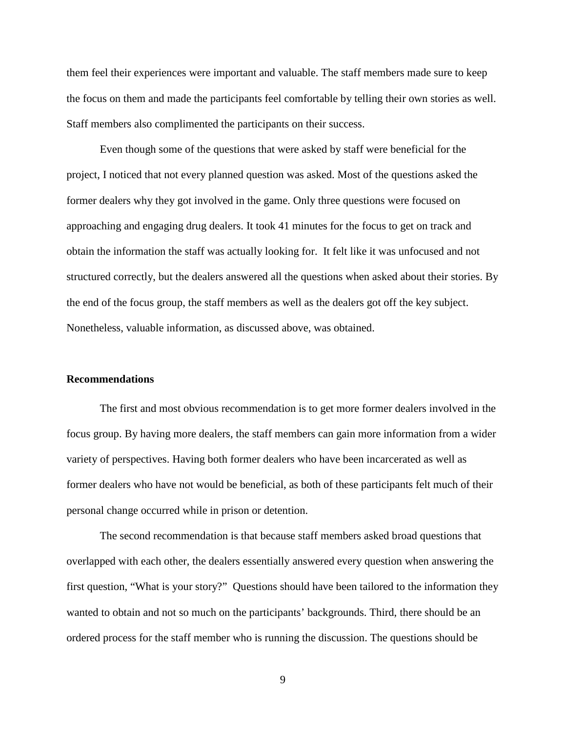them feel their experiences were important and valuable. The staff members made sure to keep the focus on them and made the participants feel comfortable by telling their own stories as well. Staff members also complimented the participants on their success.

Even though some of the questions that were asked by staff were beneficial for the project, I noticed that not every planned question was asked. Most of the questions asked the former dealers why they got involved in the game. Only three questions were focused on approaching and engaging drug dealers. It took 41 minutes for the focus to get on track and obtain the information the staff was actually looking for. It felt like it was unfocused and not structured correctly, but the dealers answered all the questions when asked about their stories. By the end of the focus group, the staff members as well as the dealers got off the key subject. Nonetheless, valuable information, as discussed above, was obtained.

**Recommendations**

The first and most obvious recommendation is to get more former dealers involved in the focus group. By having more dealers, the staff members can gain more information from a wider variety of perspectives. Having both former dealers who have been incarcerated as well as former dealers who have not would be beneficial, as both of these participants felt much of their personal change occurred while in prison or detention.

The second recommendation is that because staff members asked broad questions that overlapped with each other, the dealers essentially answered every question when answering the first question, "What is your story?" Questions should have been tailored to the information they wanted to obtain and not so much on the participants' backgrounds. Third, there should be an ordered process for the staff member who is running the discussion. The questions should be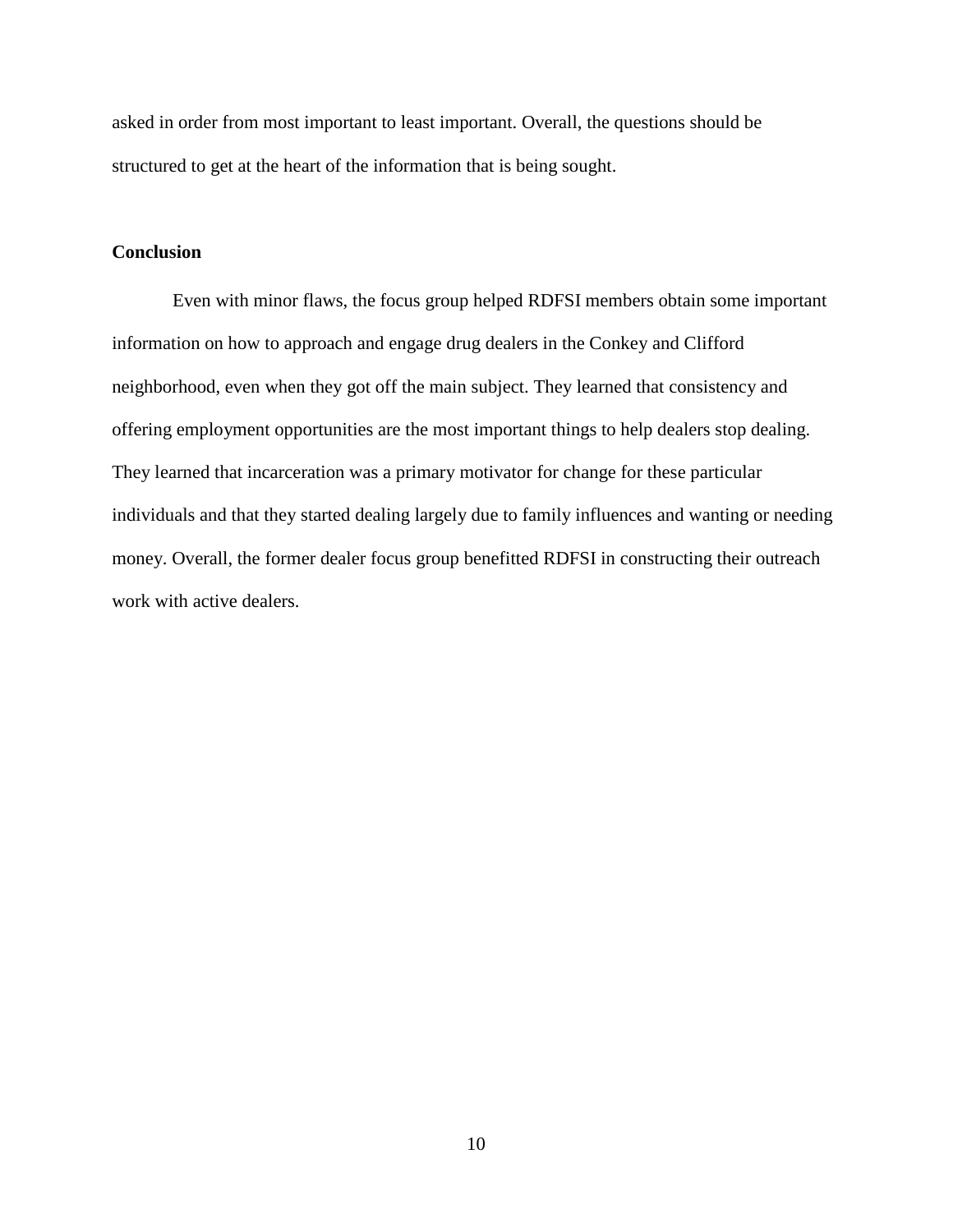asked in order from most important to least important. Overall, the questions should be structured to get at the heart of the information that is being sought.

## Conclusion

Even with minor flaws, the focus group helped RDFSI members obtain some important information on how to approach and engage drug dealers in the Conkey and Clifford neighborhood, even when they got off the main subject. They learned that consistency and offering employment opportunities are the most important things to help dealers stop dealing. They learned that incarceration was a primary motivator for change for these particular individuals and that they started dealing largely due to family influences and wanting or needing money. Overall, the former dealer focus group benefitted RDFSI in constructing their outreach work with active dealers.